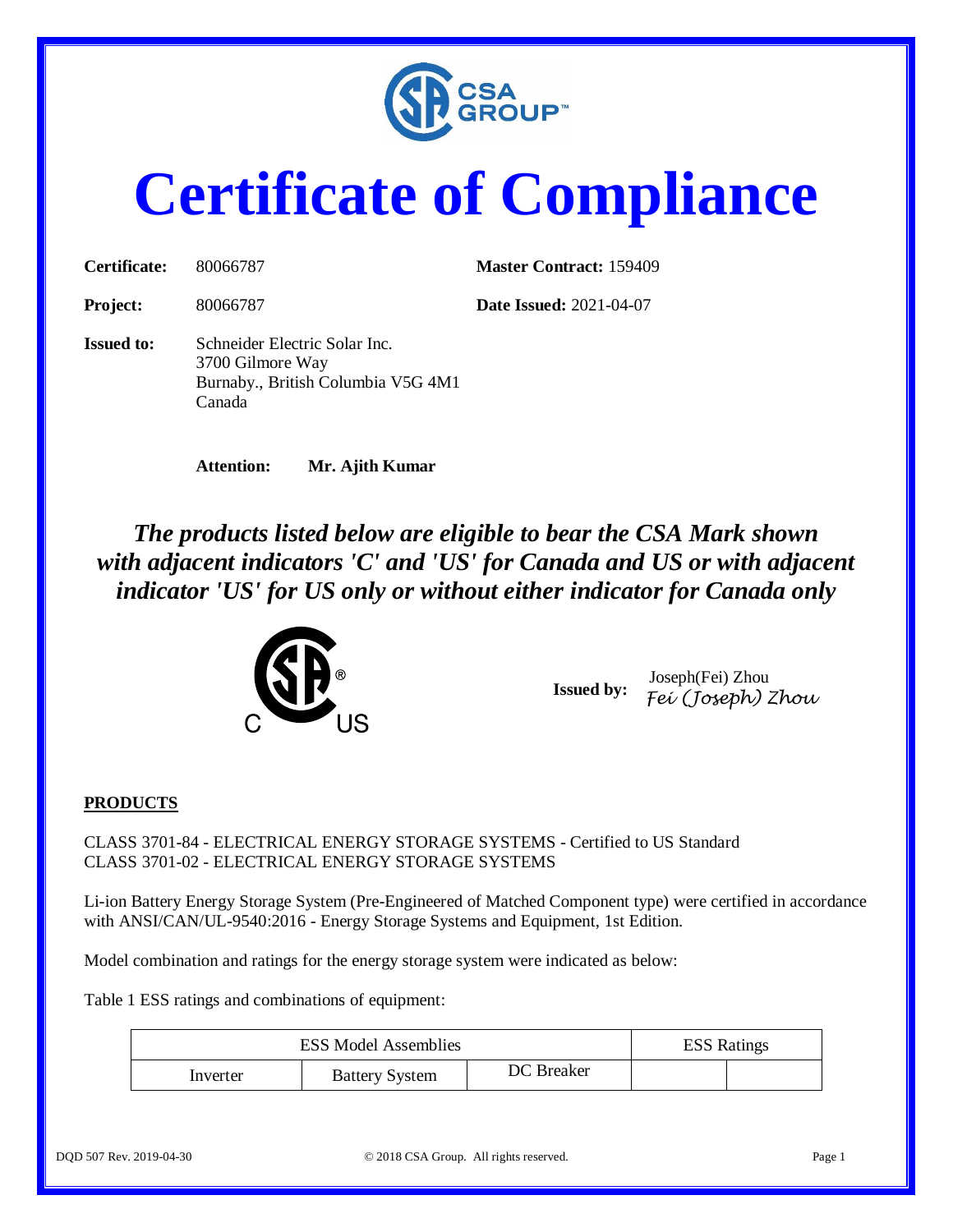# Certificate of Compliance

**Certificate:** 80066787 **Master Contract:** 159409

**Project:** 80066787 **Date Issued:** 2021-04-07

**Issued to:** Schneider Electric Solar Inc.
3700 Gilmore Way
Burnaby., British Columbia V5G 4M1
Canada

**Attention:** **Mr. Ajith Kumar**

***The products listed below are eligible to bear the CSA Mark shown with adjacent indicators 'C' and 'US' for Canada and US or with adjacent indicator 'US' for US only or without either indicator for Canada only***

**Issued by:** Joseph(Fei) Zhou
*Fei (Joseph) Zhou*

## PRODUCTS

CLASS 3701-84 - ELECTRICAL ENERGY STORAGE SYSTEMS - Certified to US Standard
CLASS 3701-02 - ELECTRICAL ENERGY STORAGE SYSTEMS

Li-ion Battery Energy Storage System (Pre-Engineered of Matched Component type) were certified in accordance with ANSI/CAN/UL-9540:2016 - Energy Storage Systems and Equipment, 1st Edition.

Model combination and ratings for the energy storage system were indicated as below:

Table 1 ESS ratings and combinations of equipment:

| ESS Model Assemblies | | | ESS Ratings | |
|---|---|---|---|---|
| Inverter | Battery System | DC Breaker | | |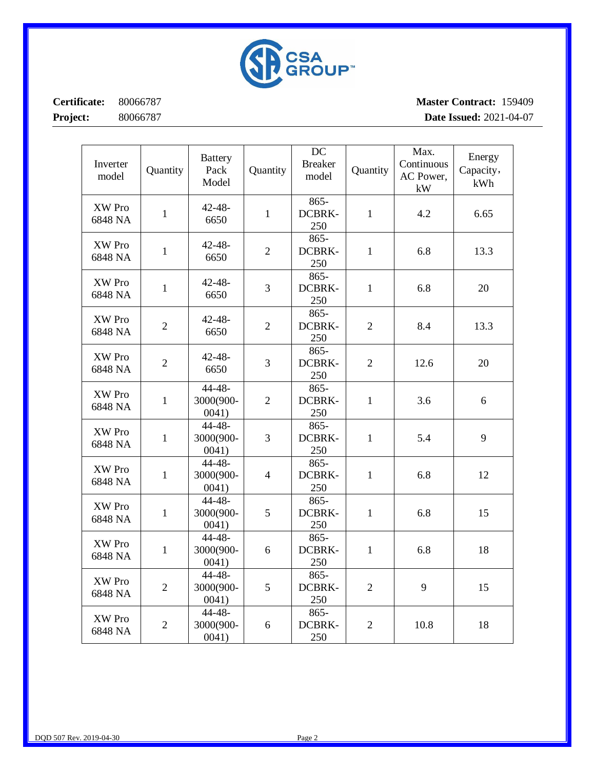**Certificate:** 80066787 **Master Contract:** 159409

**Project:** 80066787 **Date Issued:** 2021-04-07

| Inverter model | Quantity | Battery Pack Model | Quantity | DC Breaker model | Quantity | Max. Continuous AC Power, kW | Energy Capacity, kWh |
|---|---|---|---|---|---|---|---|
| XW Pro 6848 NA | 1 | 42-48-6650 | 1 | 865-DCBRK-250 | 1 | 4.2 | 6.65 |
| XW Pro 6848 NA | 1 | 42-48-6650 | 2 | 865-DCBRK-250 | 1 | 6.8 | 13.3 |
| XW Pro 6848 NA | 1 | 42-48-6650 | 3 | 865-DCBRK-250 | 1 | 6.8 | 20 |
| XW Pro 6848 NA | 2 | 42-48-6650 | 2 | 865-DCBRK-250 | 2 | 8.4 | 13.3 |
| XW Pro 6848 NA | 2 | 42-48-6650 | 3 | 865-DCBRK-250 | 2 | 12.6 | 20 |
| XW Pro 6848 NA | 1 | 44-48-3000(900-0041) | 2 | 865-DCBRK-250 | 1 | 3.6 | 6 |
| XW Pro 6848 NA | 1 | 44-48-3000(900-0041) | 3 | 865-DCBRK-250 | 1 | 5.4 | 9 |
| XW Pro 6848 NA | 1 | 44-48-3000(900-0041) | 4 | 865-DCBRK-250 | 1 | 6.8 | 12 |
| XW Pro 6848 NA | 1 | 44-48-3000(900-0041) | 5 | 865-DCBRK-250 | 1 | 6.8 | 15 |
| XW Pro 6848 NA | 1 | 44-48-3000(900-0041) | 6 | 865-DCBRK-250 | 1 | 6.8 | 18 |
| XW Pro 6848 NA | 2 | 44-48-3000(900-0041) | 5 | 865-DCBRK-250 | 2 | 9 | 15 |
| XW Pro 6848 NA | 2 | 44-48-3000(900-0041) | 6 | 865-DCBRK-250 | 2 | 10.8 | 18 |

DQD 507 Rev. 2019-04-30